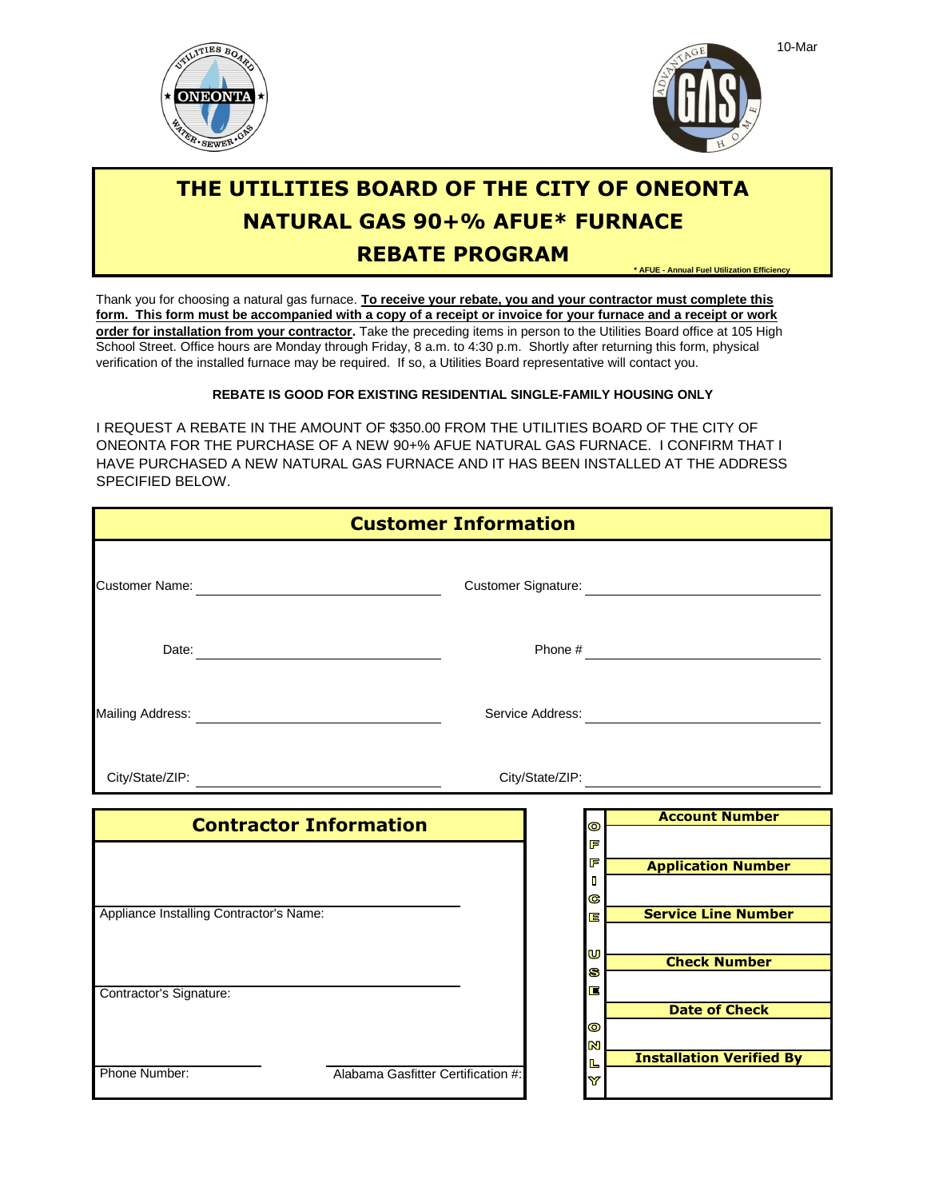10-Mar

# THE UTILITIES BOARD OF THE CITY OF ONEONTA
# NATURAL GAS 90+% AFUE* FURNACE
# REBATE PROGRAM

* AFUE - Annual Fuel Utilization Efficiency

Thank you for choosing a natural gas furnace. **To receive your rebate, you and your contractor must complete this form. This form must be accompanied with a copy of a receipt or invoice for your furnace and a receipt or work order for installation from your contractor.** Take the preceding items in person to the Utilities Board office at 105 High School Street. Office hours are Monday through Friday, 8 a.m. to 4:30 p.m. Shortly after returning this form, physical verification of the installed furnace may be required. If so, a Utilities Board representative will contact you.

**REBATE IS GOOD FOR EXISTING RESIDENTIAL SINGLE-FAMILY HOUSING ONLY**

I REQUEST A REBATE IN THE AMOUNT OF $350.00 FROM THE UTILITIES BOARD OF THE CITY OF ONEONTA FOR THE PURCHASE OF A NEW 90+% AFUE NATURAL GAS FURNACE. I CONFIRM THAT I HAVE PURCHASED A NEW NATURAL GAS FURNACE AND IT HAS BEEN INSTALLED AT THE ADDRESS SPECIFIED BELOW.

## Customer Information

Customer Name: ____________________ Customer Signature: ____________________

Date: ____________________ Phone # ____________________

Mailing Address: ____________________ Service Address: ____________________

City/State/ZIP: ____________________ City/State/ZIP: ____________________

## Contractor Information

Appliance Installing Contractor's Name: ____________________

Contractor's Signature: ____________________

Phone Number: ____________________ Alabama Gasfitter Certification #: ____________________

**OFFICE USE ONLY**

| |
|---|
| **Account Number** |
| |
| **Application Number** |
| |
| **Service Line Number** |
| |
| **Check Number** |
| |
| **Date of Check** |
| |
| **Installation Verified By** |
| |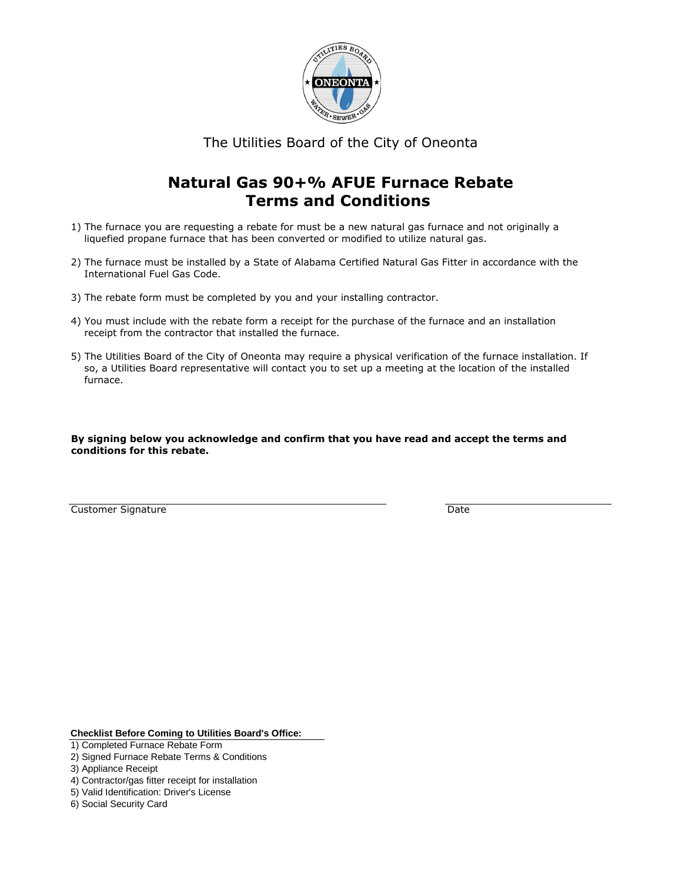The Utilities Board of the City of Oneonta

# Natural Gas 90+% AFUE Furnace Rebate Terms and Conditions

1) The furnace you are requesting a rebate for must be a new natural gas furnace and not originally a liquefied propane furnace that has been converted or modified to utilize natural gas.

2) The furnace must be installed by a State of Alabama Certified Natural Gas Fitter in accordance with the International Fuel Gas Code.

3) The rebate form must be completed by you and your installing contractor.

4) You must include with the rebate form a receipt for the purchase of the furnace and an installation receipt from the contractor that installed the furnace.

5) The Utilities Board of the City of Oneonta may require a physical verification of the furnace installation. If so, a Utilities Board representative will contact you to set up a meeting at the location of the installed furnace.

**By signing below you acknowledge and confirm that you have read and accept the terms and conditions for this rebate.**

Customer Signature ______________________________ Date ______________

**Checklist Before Coming to Utilities Board's Office:**

1) Completed Furnace Rebate Form
2) Signed Furnace Rebate Terms & Conditions
3) Appliance Receipt
4) Contractor/gas fitter receipt for installation
5) Valid Identification: Driver's License
6) Social Security Card